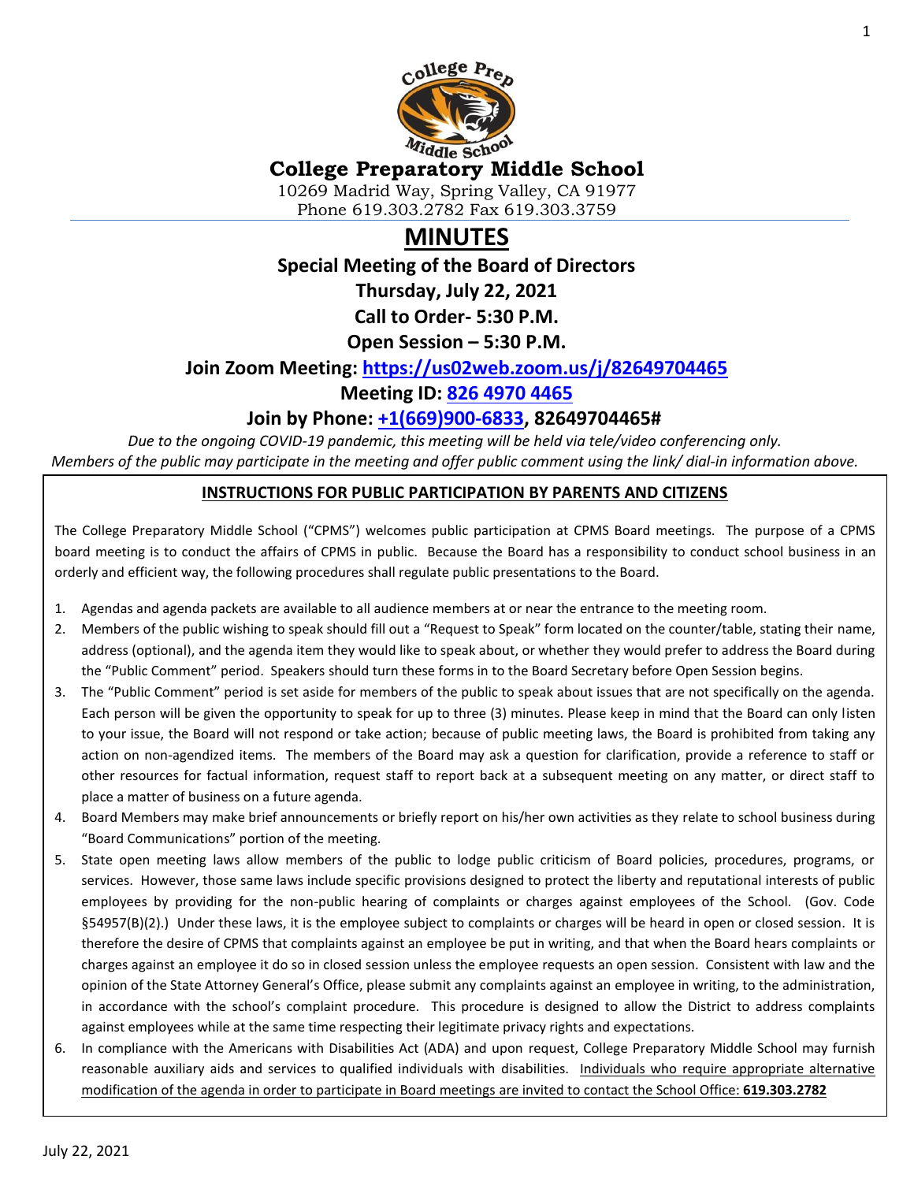# College Preparatory Middle School

10269 Madrid Way, Spring Valley, CA 91977
Phone 619.303.2782 Fax 619.303.3759

## MINUTES

### Special Meeting of the Board of Directors

**Thursday, July 22, 2021**

**Call to Order- 5:30 P.M.**

**Open Session – 5:30 P.M.**

**Join Zoom Meeting: https://us02web.zoom.us/j/82649704465**

**Meeting ID: 826 4970 4465**

**Join by Phone: +1(669)900-6833, 82649704465#**

*Due to the ongoing COVID-19 pandemic, this meeting will be held via tele/video conferencing only.*
*Members of the public may participate in the meeting and offer public comment using the link/ dial-in information above.*

**INSTRUCTIONS FOR PUBLIC PARTICIPATION BY PARENTS AND CITIZENS**

The College Preparatory Middle School ("CPMS") welcomes public participation at CPMS Board meetings. The purpose of a CPMS board meeting is to conduct the affairs of CPMS in public. Because the Board has a responsibility to conduct school business in an orderly and efficient way, the following procedures shall regulate public presentations to the Board.

1. Agendas and agenda packets are available to all audience members at or near the entrance to the meeting room.
2. Members of the public wishing to speak should fill out a "Request to Speak" form located on the counter/table, stating their name, address (optional), and the agenda item they would like to speak about, or whether they would prefer to address the Board during the "Public Comment" period. Speakers should turn these forms in to the Board Secretary before Open Session begins.
3. The "Public Comment" period is set aside for members of the public to speak about issues that are not specifically on the agenda. Each person will be given the opportunity to speak for up to three (3) minutes. Please keep in mind that the Board can only listen to your issue, the Board will not respond or take action; because of public meeting laws, the Board is prohibited from taking any action on non-agendized items. The members of the Board may ask a question for clarification, provide a reference to staff or other resources for factual information, request staff to report back at a subsequent meeting on any matter, or direct staff to place a matter of business on a future agenda.
4. Board Members may make brief announcements or briefly report on his/her own activities as they relate to school business during "Board Communications" portion of the meeting.
5. State open meeting laws allow members of the public to lodge public criticism of Board policies, procedures, programs, or services. However, those same laws include specific provisions designed to protect the liberty and reputational interests of public employees by providing for the non-public hearing of complaints or charges against employees of the School. (Gov. Code §54957(B)(2).) Under these laws, it is the employee subject to complaints or charges will be heard in open or closed session. It is therefore the desire of CPMS that complaints against an employee be put in writing, and that when the Board hears complaints or charges against an employee it do so in closed session unless the employee requests an open session. Consistent with law and the opinion of the State Attorney General's Office, please submit any complaints against an employee in writing, to the administration, in accordance with the school's complaint procedure. This procedure is designed to allow the District to address complaints against employees while at the same time respecting their legitimate privacy rights and expectations.
6. In compliance with the Americans with Disabilities Act (ADA) and upon request, College Preparatory Middle School may furnish reasonable auxiliary aids and services to qualified individuals with disabilities. Individuals who require appropriate alternative modification of the agenda in order to participate in Board meetings are invited to contact the School Office: **619.303.2782**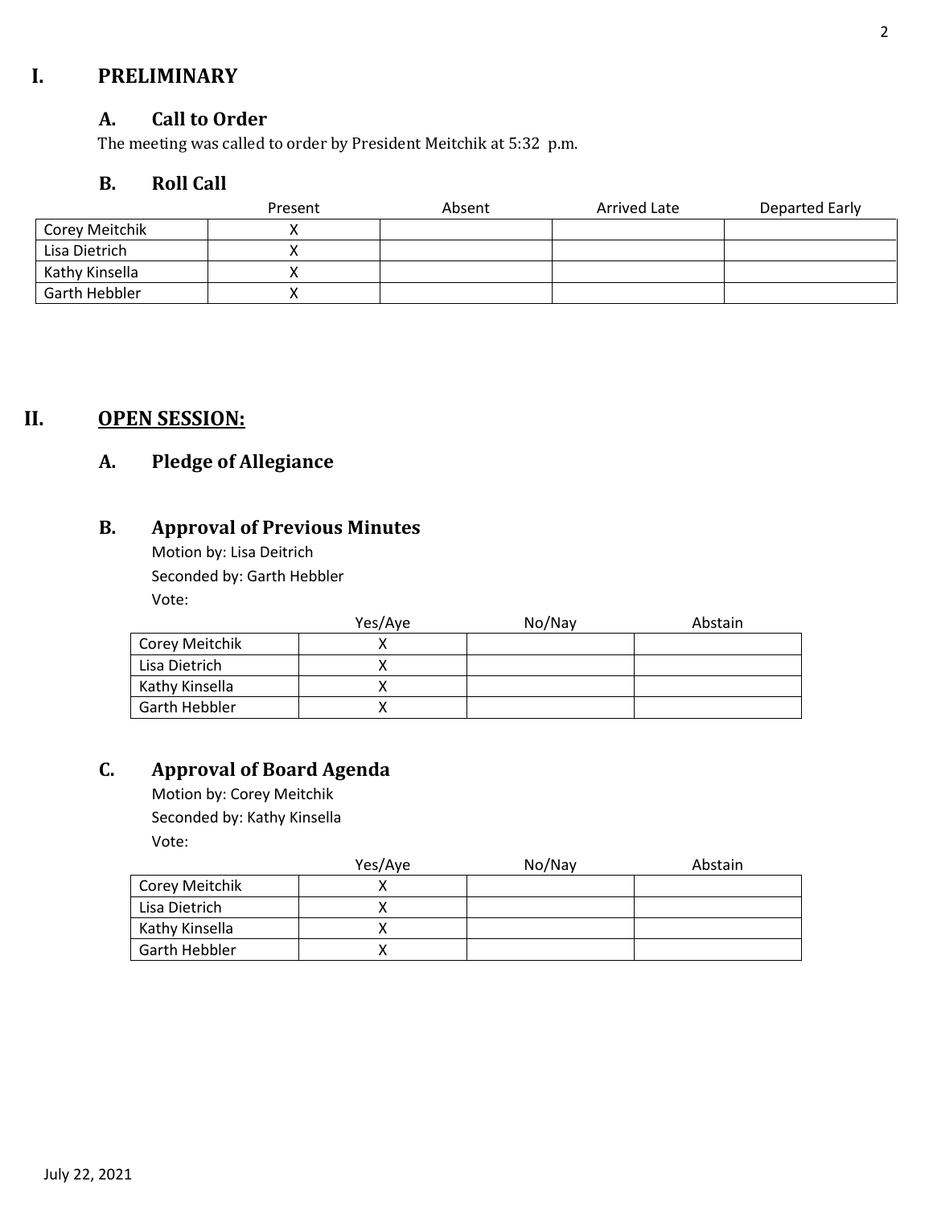# I. PRELIMINARY

## A. Call to Order

The meeting was called to order by President Meitchik at 5:32 p.m.

## B. Roll Call

| | Present | Absent | Arrived Late | Departed Early |
|---|---|---|---|---|
| Corey Meitchik | X | | | |
| Lisa Dietrich | X | | | |
| Kathy Kinsella | X | | | |
| Garth Hebbler | X | | | |

# II. OPEN SESSION:

## A. Pledge of Allegiance

## B. Approval of Previous Minutes

Motion by: Lisa Deitrich

Seconded by: Garth Hebbler

Vote:

| | Yes/Aye | No/Nay | Abstain |
|---|---|---|---|
| Corey Meitchik | X | | |
| Lisa Dietrich | X | | |
| Kathy Kinsella | X | | |
| Garth Hebbler | X | | |

## C. Approval of Board Agenda

Motion by: Corey Meitchik

Seconded by: Kathy Kinsella

Vote:

| | Yes/Aye | No/Nay | Abstain |
|---|---|---|---|
| Corey Meitchik | X | | |
| Lisa Dietrich | X | | |
| Kathy Kinsella | X | | |
| Garth Hebbler | X | | |

July 22, 2021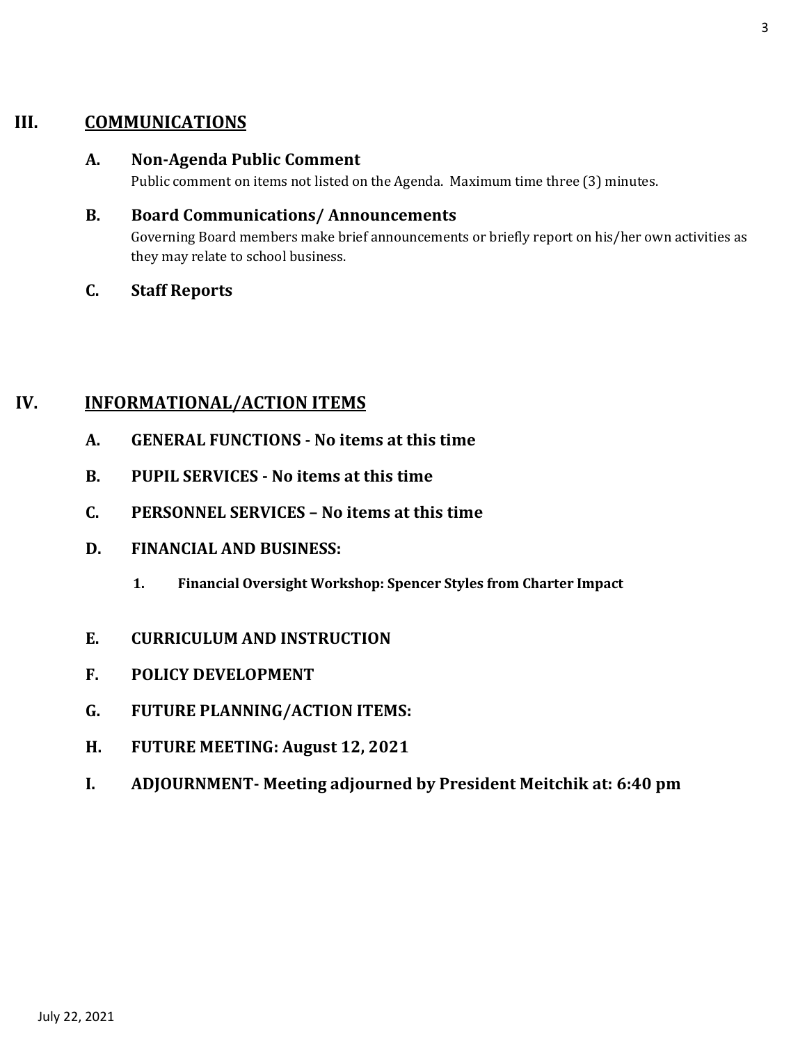## III. COMMUNICATIONS

### A. Non-Agenda Public Comment

Public comment on items not listed on the Agenda. Maximum time three (3) minutes.

### B. Board Communications/ Announcements

Governing Board members make brief announcements or briefly report on his/her own activities as they may relate to school business.

### C. Staff Reports

## IV. INFORMATIONAL/ACTION ITEMS

### A. GENERAL FUNCTIONS - No items at this time

### B. PUPIL SERVICES - No items at this time

### C. PERSONNEL SERVICES – No items at this time

### D. FINANCIAL AND BUSINESS:

1. **Financial Oversight Workshop: Spencer Styles from Charter Impact**

### E. CURRICULUM AND INSTRUCTION

### F. POLICY DEVELOPMENT

### G. FUTURE PLANNING/ACTION ITEMS:

### H. FUTURE MEETING: August 12, 2021

### I. ADJOURNMENT- Meeting adjourned by President Meitchik at: 6:40 pm

July 22, 2021